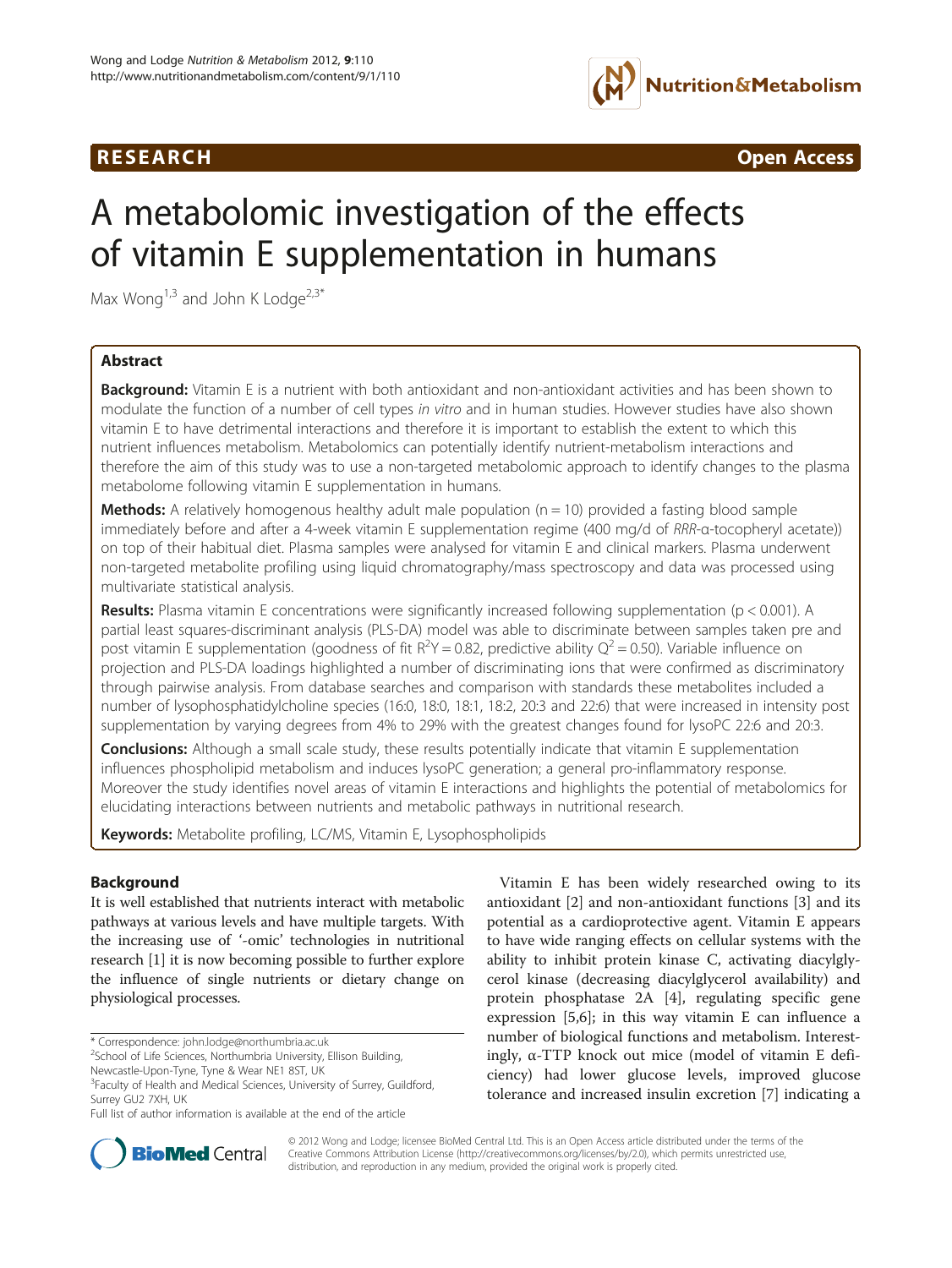**RESEARCH** **Open Access**

# A metabolomic investigation of the effects of vitamin E supplementation in humans

Max Wong[1,3] and John K Lodge[2,3*]

## Abstract

**Background:** Vitamin E is a nutrient with both antioxidant and non-antioxidant activities and has been shown to modulate the function of a number of cell types *in vitro* and in human studies. However studies have also shown vitamin E to have detrimental interactions and therefore it is important to establish the extent to which this nutrient influences metabolism. Metabolomics can potentially identify nutrient-metabolism interactions and therefore the aim of this study was to use a non-targeted metabolomic approach to identify changes to the plasma metabolome following vitamin E supplementation in humans.

**Methods:** A relatively homogenous healthy adult male population (n = 10) provided a fasting blood sample immediately before and after a 4-week vitamin E supplementation regime (400 mg/d of *RRR*-α-tocopheryl acetate)) on top of their habitual diet. Plasma samples were analysed for vitamin E and clinical markers. Plasma underwent non-targeted metabolite profiling using liquid chromatography/mass spectroscopy and data was processed using multivariate statistical analysis.

**Results:** Plasma vitamin E concentrations were significantly increased following supplementation ($p < 0.001$). A partial least squares-discriminant analysis (PLS-DA) model was able to discriminate between samples taken pre and post vitamin E supplementation (goodness of fit $R^2Y = 0.82$, predictive ability $Q^2 = 0.50$). Variable influence on projection and PLS-DA loadings highlighted a number of discriminating ions that were confirmed as discriminatory through pairwise analysis. From database searches and comparison with standards these metabolites included a number of lysophosphatidylcholine species (16:0, 18:0, 18:1, 18:2, 20:3 and 22:6) that were increased in intensity post supplementation by varying degrees from 4% to 29% with the greatest changes found for lysoPC 22:6 and 20:3.

**Conclusions:** Although a small scale study, these results potentially indicate that vitamin E supplementation influences phospholipid metabolism and induces lysoPC generation; a general pro-inflammatory response. Moreover the study identifies novel areas of vitamin E interactions and highlights the potential of metabolomics for elucidating interactions between nutrients and metabolic pathways in nutritional research.

**Keywords:** Metabolite profiling, LC/MS, Vitamin E, Lysophospholipids

## Background

It is well established that nutrients interact with metabolic pathways at various levels and have multiple targets. With the increasing use of '-omic' technologies in nutritional research [1] it is now becoming possible to further explore the influence of single nutrients or dietary change on physiological processes.

Vitamin E has been widely researched owing to its antioxidant [2] and non-antioxidant functions [3] and its potential as a cardioprotective agent. Vitamin E appears to have wide ranging effects on cellular systems with the ability to inhibit protein kinase C, activating diacylglycerol kinase (decreasing diacylglycerol availability) and protein phosphatase 2A [4], regulating specific gene expression [5,6]; in this way vitamin E can influence a number of biological functions and metabolism. Interestingly, α-TTP knock out mice (model of vitamin E deficiency) had lower glucose levels, improved glucose tolerance and increased insulin excretion [7] indicating a

\* Correspondence: john.lodge@northumbria.ac.uk
[2]School of Life Sciences, Northumbria University, Ellison Building, Newcastle-Upon-Tyne, Tyne & Wear NE1 8ST, UK
[3]Faculty of Health and Medical Sciences, University of Surrey, Guildford, Surrey GU2 7XH, UK
Full list of author information is available at the end of the article

© 2012 Wong and Lodge; licensee BioMed Central Ltd. This is an Open Access article distributed under the terms of the Creative Commons Attribution License (http://creativecommons.org/licenses/by/2.0), which permits unrestricted use, distribution, and reproduction in any medium, provided the original work is properly cited.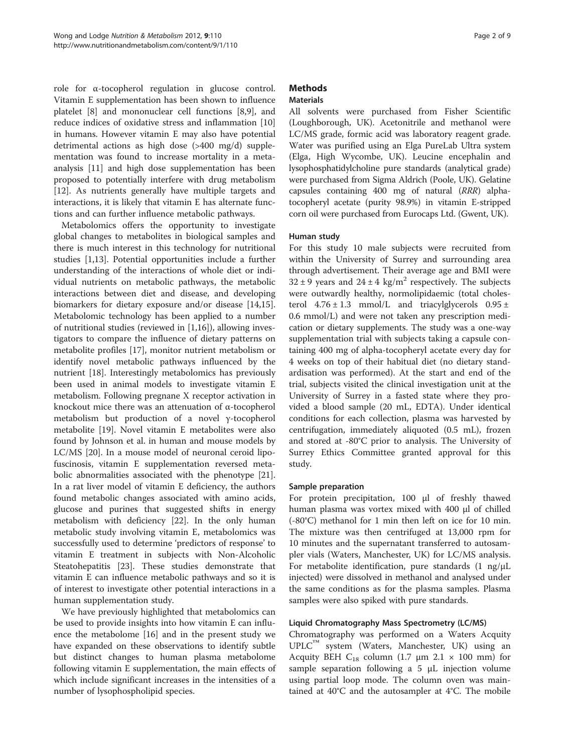role for α-tocopherol regulation in glucose control. Vitamin E supplementation has been shown to influence platelet [8] and mononuclear cell functions [8,9], and reduce indices of oxidative stress and inflammation [10] in humans. However vitamin E may also have potential detrimental actions as high dose (>400 mg/d) supplementation was found to increase mortality in a meta-analysis [11] and high dose supplementation has been proposed to potentially interfere with drug metabolism [12]. As nutrients generally have multiple targets and interactions, it is likely that vitamin E has alternate functions and can further influence metabolic pathways.

Metabolomics offers the opportunity to investigate global changes to metabolites in biological samples and there is much interest in this technology for nutritional studies [1,13]. Potential opportunities include a further understanding of the interactions of whole diet or individual nutrients on metabolic pathways, the metabolic interactions between diet and disease, and developing biomarkers for dietary exposure and/or disease [14,15]. Metabolomic technology has been applied to a number of nutritional studies (reviewed in [1,16]), allowing investigators to compare the influence of dietary patterns on metabolite profiles [17], monitor nutrient metabolism or identify novel metabolic pathways influenced by the nutrient [18]. Interestingly metabolomics has previously been used in animal models to investigate vitamin E metabolism. Following pregnane X receptor activation in knockout mice there was an attenuation of α-tocopherol metabolism but production of a novel γ-tocopherol metabolite [19]. Novel vitamin E metabolites were also found by Johnson et al. in human and mouse models by LC/MS [20]. In a mouse model of neuronal ceroid lipofuscinosis, vitamin E supplementation reversed metabolic abnormalities associated with the phenotype [21]. In a rat liver model of vitamin E deficiency, the authors found metabolic changes associated with amino acids, glucose and purines that suggested shifts in energy metabolism with deficiency [22]. In the only human metabolic study involving vitamin E, metabolomics was successfully used to determine 'predictors of response' to vitamin E treatment in subjects with Non-Alcoholic Steatohepatitis [23]. These studies demonstrate that vitamin E can influence metabolic pathways and so it is of interest to investigate other potential interactions in a human supplementation study.

We have previously highlighted that metabolomics can be used to provide insights into how vitamin E can influence the metabolome [16] and in the present study we have expanded on these observations to identify subtle but distinct changes to human plasma metabolome following vitamin E supplementation, the main effects of which include significant increases in the intensities of a number of lysophospholipid species.

## Methods

### Materials

All solvents were purchased from Fisher Scientific (Loughborough, UK). Acetonitrile and methanol were LC/MS grade, formic acid was laboratory reagent grade. Water was purified using an Elga PureLab Ultra system (Elga, High Wycombe, UK). Leucine encephalin and lysophosphatidylcholine pure standards (analytical grade) were purchased from Sigma Aldrich (Poole, UK). Gelatine capsules containing 400 mg of natural (*RRR*) alpha-tocopheryl acetate (purity 98.9%) in vitamin E-stripped corn oil were purchased from Eurocaps Ltd. (Gwent, UK).

### Human study

For this study 10 male subjects were recruited from within the University of Surrey and surrounding area through advertisement. Their average age and BMI were $32 \pm 9$ years and $24 \pm 4$ kg/m$^2$ respectively. The subjects were outwardly healthy, normolipidaemic (total cholesterol $4.76 \pm 1.3$ mmol/L and triacylglycerols $0.95 \pm 0.6$ mmol/L) and were not taken any prescription medication or dietary supplements. The study was a one-way supplementation trial with subjects taking a capsule containing 400 mg of alpha-tocopheryl acetate every day for 4 weeks on top of their habitual diet (no dietary standardisation was performed). At the start and end of the trial, subjects visited the clinical investigation unit at the University of Surrey in a fasted state where they provided a blood sample (20 mL, EDTA). Under identical conditions for each collection, plasma was harvested by centrifugation, immediately aliquoted (0.5 mL), frozen and stored at -80°C prior to analysis. The University of Surrey Ethics Committee granted approval for this study.

### Sample preparation

For protein precipitation, 100 μl of freshly thawed human plasma was vortex mixed with 400 μl of chilled (-80°C) methanol for 1 min then left on ice for 10 min. The mixture was then centrifuged at 13,000 rpm for 10 minutes and the supernatant transferred to autosampler vials (Waters, Manchester, UK) for LC/MS analysis. For metabolite identification, pure standards (1 ng/μL injected) were dissolved in methanol and analysed under the same conditions as for the plasma samples. Plasma samples were also spiked with pure standards.

### Liquid Chromatography Mass Spectrometry (LC/MS)

Chromatography was performed on a Waters Acquity UPLC™ system (Waters, Manchester, UK) using an Acquity BEH $C_{18}$ column (1.7 μm 2.1 × 100 mm) for sample separation following a 5 μL injection volume using partial loop mode. The column oven was maintained at 40°C and the autosampler at 4°C. The mobile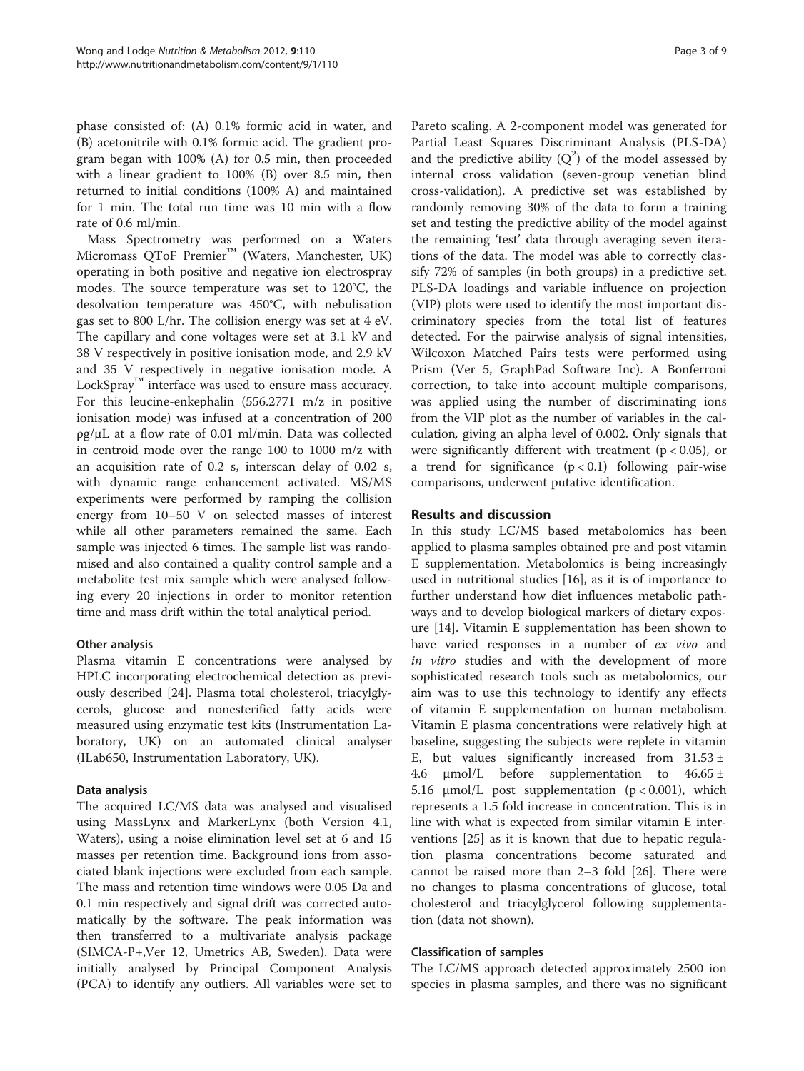phase consisted of: (A) 0.1% formic acid in water, and (B) acetonitrile with 0.1% formic acid. The gradient program began with 100% (A) for 0.5 min, then proceeded with a linear gradient to 100% (B) over 8.5 min, then returned to initial conditions (100% A) and maintained for 1 min. The total run time was 10 min with a flow rate of 0.6 ml/min.

Mass Spectrometry was performed on a Waters Micromass QToF Premier™ (Waters, Manchester, UK) operating in both positive and negative ion electrospray modes. The source temperature was set to 120°C, the desolvation temperature was 450°C, with nebulisation gas set to 800 L/hr. The collision energy was set at 4 eV. The capillary and cone voltages were set at 3.1 kV and 38 V respectively in positive ionisation mode, and 2.9 kV and 35 V respectively in negative ionisation mode. A LockSpray™ interface was used to ensure mass accuracy. For this leucine-enkephalin (556.2771 m/z in positive ionisation mode) was infused at a concentration of 200 ρg/μL at a flow rate of 0.01 ml/min. Data was collected in centroid mode over the range 100 to 1000 m/z with an acquisition rate of 0.2 s, interscan delay of 0.02 s, with dynamic range enhancement activated. MS/MS experiments were performed by ramping the collision energy from 10–50 V on selected masses of interest while all other parameters remained the same. Each sample was injected 6 times. The sample list was randomised and also contained a quality control sample and a metabolite test mix sample which were analysed following every 20 injections in order to monitor retention time and mass drift within the total analytical period.

### Other analysis

Plasma vitamin E concentrations were analysed by HPLC incorporating electrochemical detection as previously described [24]. Plasma total cholesterol, triacylglycerols, glucose and nonesterified fatty acids were measured using enzymatic test kits (Instrumentation Laboratory, UK) on an automated clinical analyser (ILab650, Instrumentation Laboratory, UK).

### Data analysis

The acquired LC/MS data was analysed and visualised using MassLynx and MarkerLynx (both Version 4.1, Waters), using a noise elimination level set at 6 and 15 masses per retention time. Background ions from associated blank injections were excluded from each sample. The mass and retention time windows were 0.05 Da and 0.1 min respectively and signal drift was corrected automatically by the software. The peak information was then transferred to a multivariate analysis package (SIMCA-P+,Ver 12, Umetrics AB, Sweden). Data were initially analysed by Principal Component Analysis (PCA) to identify any outliers. All variables were set to Pareto scaling. A 2-component model was generated for Partial Least Squares Discriminant Analysis (PLS-DA) and the predictive ability ($Q^2$) of the model assessed by internal cross validation (seven-group venetian blind cross-validation). A predictive set was established by randomly removing 30% of the data to form a training set and testing the predictive ability of the model against the remaining 'test' data through averaging seven iterations of the data. The model was able to correctly classify 72% of samples (in both groups) in a predictive set. PLS-DA loadings and variable influence on projection (VIP) plots were used to identify the most important discriminatory species from the total list of features detected. For the pairwise analysis of signal intensities, Wilcoxon Matched Pairs tests were performed using Prism (Ver 5, GraphPad Software Inc). A Bonferroni correction, to take into account multiple comparisons, was applied using the number of discriminating ions from the VIP plot as the number of variables in the calculation, giving an alpha level of 0.002. Only signals that were significantly different with treatment ($p < 0.05$), or a trend for significance ($p < 0.1$) following pair-wise comparisons, underwent putative identification.

## Results and discussion

In this study LC/MS based metabolomics has been applied to plasma samples obtained pre and post vitamin E supplementation. Metabolomics is being increasingly used in nutritional studies [16], as it is of importance to further understand how diet influences metabolic pathways and to develop biological markers of dietary exposure [14]. Vitamin E supplementation has been shown to have varied responses in a number of *ex vivo* and *in vitro* studies and with the development of more sophisticated research tools such as metabolomics, our aim was to use this technology to identify any effects of vitamin E supplementation on human metabolism. Vitamin E plasma concentrations were relatively high at baseline, suggesting the subjects were replete in vitamin E, but values significantly increased from 31.53 ± 4.6 μmol/L before supplementation to 46.65 ± 5.16 μmol/L post supplementation ($p < 0.001$), which represents a 1.5 fold increase in concentration. This is in line with what is expected from similar vitamin E interventions [25] as it is known that due to hepatic regulation plasma concentrations become saturated and cannot be raised more than 2–3 fold [26]. There were no changes to plasma concentrations of glucose, total cholesterol and triacylglycerol following supplementation (data not shown).

### Classification of samples

The LC/MS approach detected approximately 2500 ion species in plasma samples, and there was no significant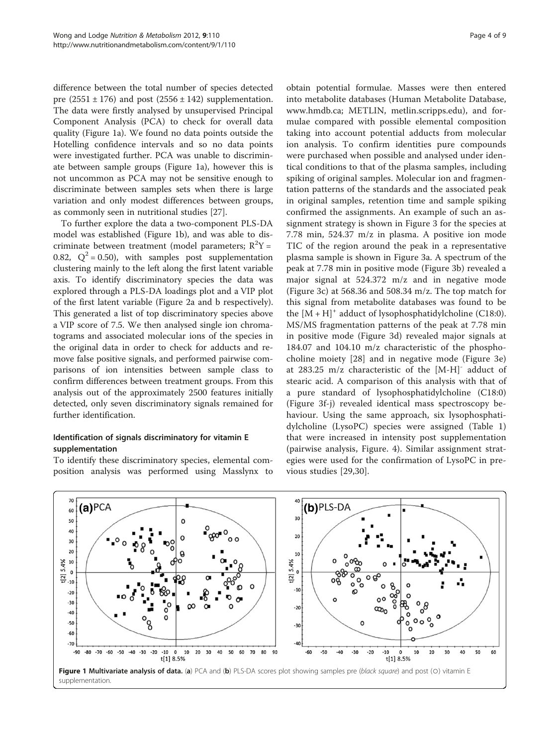difference between the total number of species detected pre (2551 ± 176) and post (2556 ± 142) supplementation. The data were firstly analysed by unsupervised Principal Component Analysis (PCA) to check for overall data quality (Figure 1a). We found no data points outside the Hotelling confidence intervals and so no data points were investigated further. PCA was unable to discriminate between sample groups (Figure 1a), however this is not uncommon as PCA may not be sensitive enough to discriminate between samples sets when there is large variation and only modest differences between groups, as commonly seen in nutritional studies [27].

To further explore the data a two-component PLS-DA model was established (Figure 1b), and was able to discriminate between treatment (model parameters; $R^2Y = 0.82$, $Q^2 = 0.50$), with samples post supplementation clustering mainly to the left along the first latent variable axis. To identify discriminatory species the data was explored through a PLS-DA loadings plot and a VIP plot of the first latent variable (Figure 2a and b respectively). This generated a list of top discriminatory species above a VIP score of 7.5. We then analysed single ion chromatograms and associated molecular ions of the species in the original data in order to check for adducts and remove false positive signals, and performed pairwise comparisons of ion intensities between sample class to confirm differences between treatment groups. From this analysis out of the approximately 2500 features initially detected, only seven discriminatory signals remained for further identification.

### Identification of signals discriminatory for vitamin E supplementation

To identify these discriminatory species, elemental composition analysis was performed using Masslynx to obtain potential formulae. Masses were then entered into metabolite databases (Human Metabolite Database, www.hmdb.ca; METLIN, metlin.scripps.edu), and formulae compared with possible elemental composition taking into account potential adducts from molecular ion analysis. To confirm identities pure compounds were purchased when possible and analysed under identical conditions to that of the plasma samples, including spiking of original samples. Molecular ion and fragmentation patterns of the standards and the associated peak in original samples, retention time and sample spiking confirmed the assignments. An example of such an assignment strategy is shown in Figure 3 for the species at 7.78 min, 524.37 m/z in plasma. A positive ion mode TIC of the region around the peak in a representative plasma sample is shown in Figure 3a. A spectrum of the peak at 7.78 min in positive mode (Figure 3b) revealed a major signal at 524.372 m/z and in negative mode (Figure 3c) at 568.36 and 508.34 m/z. The top match for this signal from metabolite databases was found to be the $[M + H]^+$ adduct of lysophosphatidylcholine (C18:0). MS/MS fragmentation patterns of the peak at 7.78 min in positive mode (Figure 3d) revealed major signals at 184.07 and 104.10 m/z characteristic of the phosphocholine moiety [28] and in negative mode (Figure 3e) at 283.25 m/z characteristic of the $[M\text{-}H]^-$ adduct of stearic acid. A comparison of this analysis with that of a pure standard of lysophosphatidylcholine (C18:0) (Figure 3f-j) revealed identical mass spectroscopy behaviour. Using the same approach, six lysophosphatidylcholine (LysoPC) species were assigned (Table 1) that were increased in intensity post supplementation (pairwise analysis, Figure. 4). Similar assignment strategies were used for the confirmation of LysoPC in previous studies [29,30].

**Figure 1 Multivariate analysis of data.** (**a**) PCA and (**b**) PLS-DA scores plot showing samples pre (*black square*) and post (○) vitamin E supplementation.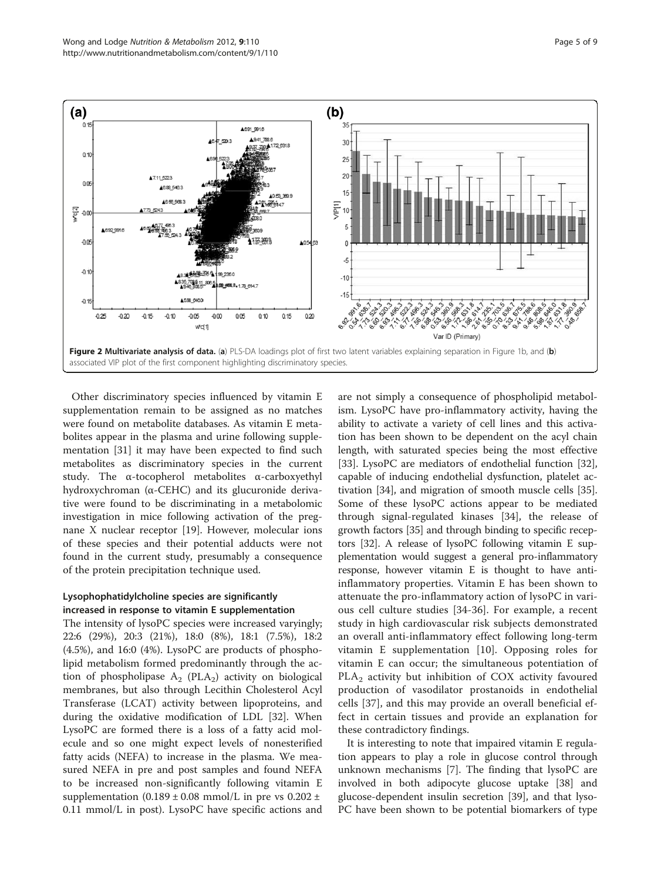**Figure 2 Multivariate analysis of data.** (**a**) PLS-DA loadings plot of first two latent variables explaining separation in Figure 1b, and (**b**) associated VIP plot of the first component highlighting discriminatory species.

Other discriminatory species influenced by vitamin E supplementation remain to be assigned as no matches were found on metabolite databases. As vitamin E metabolites appear in the plasma and urine following supplementation [31] it may have been expected to find such metabolites as discriminatory species in the current study. The α-tocopherol metabolites α-carboxyethyl hydroxychroman (α-CEHC) and its glucuronide derivative were found to be discriminating in a metabolomic investigation in mice following activation of the pregnane X nuclear receptor [19]. However, molecular ions of these species and their potential adducts were not found in the current study, presumably a consequence of the protein precipitation technique used.

### Lysophophatidylcholine species are significantly increased in response to vitamin E supplementation

The intensity of lysoPC species were increased varyingly; 22:6 (29%), 20:3 (21%), 18:0 (8%), 18:1 (7.5%), 18:2 (4.5%), and 16:0 (4%). LysoPC are products of phospholipid metabolism formed predominantly through the action of phospholipase $A_2$ ($PLA_2$) activity on biological membranes, but also through Lecithin Cholesterol Acyl Transferase (LCAT) activity between lipoproteins, and during the oxidative modification of LDL [32]. When LysoPC are formed there is a loss of a fatty acid molecule and so one might expect levels of nonesterified fatty acids (NEFA) to increase in the plasma. We measured NEFA in pre and post samples and found NEFA to be increased non-significantly following vitamin E supplementation (0.189 ± 0.08 mmol/L in pre vs 0.202 ± 0.11 mmol/L in post). LysoPC have specific actions and are not simply a consequence of phospholipid metabolism. LysoPC have pro-inflammatory activity, having the ability to activate a variety of cell lines and this activation has been shown to be dependent on the acyl chain length, with saturated species being the most effective [33]. LysoPC are mediators of endothelial function [32], capable of inducing endothelial dysfunction, platelet activation [34], and migration of smooth muscle cells [35]. Some of these lysoPC actions appear to be mediated through signal-regulated kinases [34], the release of growth factors [35] and through binding to specific receptors [32]. A release of lysoPC following vitamin E supplementation would suggest a general pro-inflammatory response, however vitamin E is thought to have anti-inflammatory properties. Vitamin E has been shown to attenuate the pro-inflammatory action of lysoPC in various cell culture studies [34-36]. For example, a recent study in high cardiovascular risk subjects demonstrated an overall anti-inflammatory effect following long-term vitamin E supplementation [10]. Opposing roles for vitamin E can occur; the simultaneous potentiation of $PLA_2$ activity but inhibition of COX activity favoured production of vasodilator prostanoids in endothelial cells [37], and this may provide an overall beneficial effect in certain tissues and provide an explanation for these contradictory findings.

It is interesting to note that impaired vitamin E regulation appears to play a role in glucose control through unknown mechanisms [7]. The finding that lysoPC are involved in both adipocyte glucose uptake [38] and glucose-dependent insulin secretion [39], and that lysoPC have been shown to be potential biomarkers of type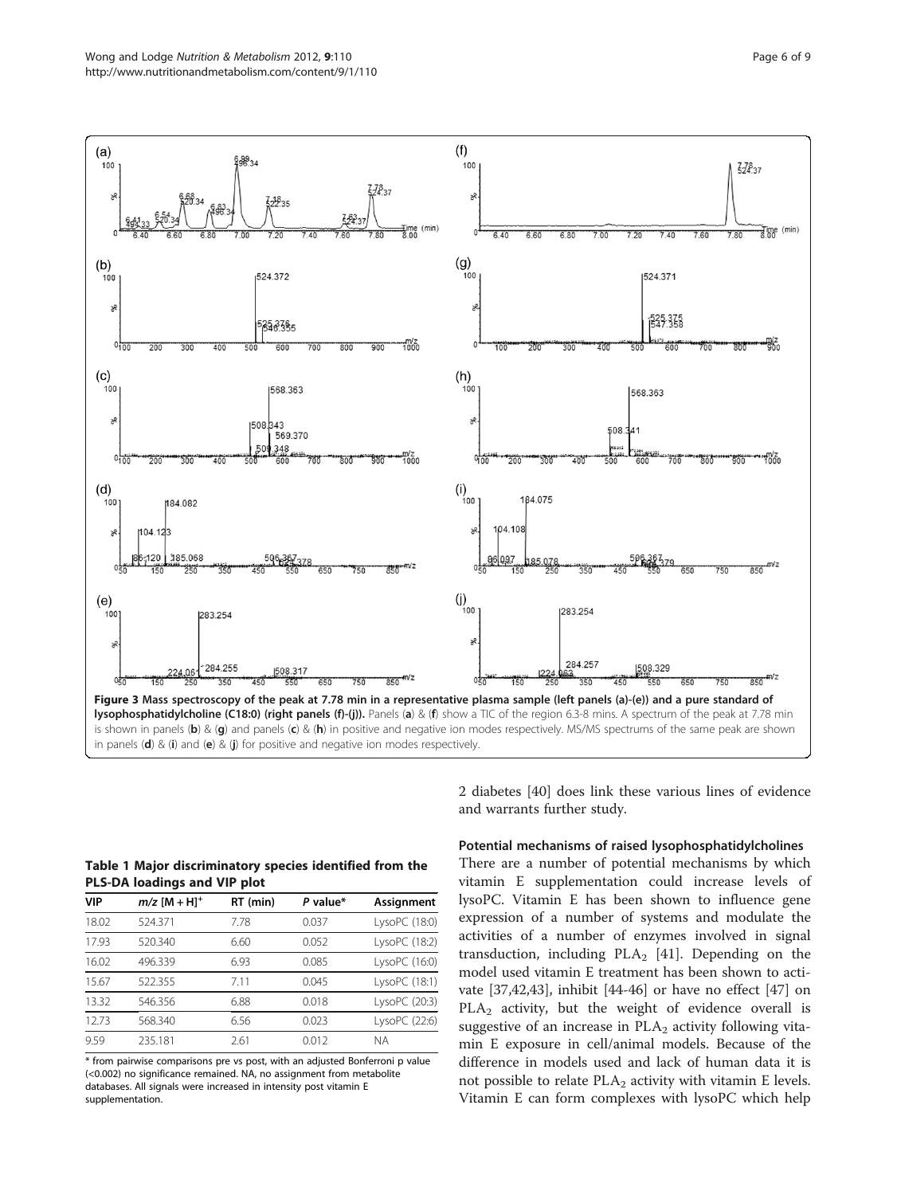**Figure 3 Mass spectroscopy of the peak at 7.78 min in a representative plasma sample (left panels (a)-(e)) and a pure standard of lysophosphatidylcholine (C18:0) (right panels (f)-(j)).** Panels (**a**) & (**f**) show a TIC of the region 6.3-8 mins. A spectrum of the peak at 7.78 min is shown in panels (**b**) & (**g**) and panels (**c**) & (**h**) in positive and negative ion modes respectively. MS/MS spectrums of the same peak are shown in panels (**d**) & (**i**) and (**e**) & (**j**) for positive and negative ion modes respectively.

2 diabetes [40] does link these various lines of evidence and warrants further study.

**Table 1 Major discriminatory species identified from the PLS-DA loadings and VIP plot**

| VIP | $m/z$ $[M+H]^+$ | RT (min) | $P$ value* | Assignment |
|---|---|---|---|---|
| 18.02 | 524.371 | 7.78 | 0.037 | LysoPC (18:0) |
| 17.93 | 520.340 | 6.60 | 0.052 | LysoPC (18:2) |
| 16.02 | 496.339 | 6.93 | 0.085 | LysoPC (16:0) |
| 15.67 | 522.355 | 7.11 | 0.045 | LysoPC (18:1) |
| 13.32 | 546.356 | 6.88 | 0.018 | LysoPC (20:3) |
| 12.73 | 568.340 | 6.56 | 0.023 | LysoPC (22:6) |
| 9.59 | 235.181 | 2.61 | 0.012 | NA |

\* from pairwise comparisons pre vs post, with an adjusted Bonferroni p value (<0.002) no significance remained. NA, no assignment from metabolite databases. All signals were increased in intensity post vitamin E supplementation.

### Potential mechanisms of raised lysophosphatidylcholines

There are a number of potential mechanisms by which vitamin E supplementation could increase levels of lysoPC. Vitamin E has been shown to influence gene expression of a number of systems and modulate the activities of a number of enzymes involved in signal transduction, including $PLA_2$ [41]. Depending on the model used vitamin E treatment has been shown to activate [37,42,43], inhibit [44-46] or have no effect [47] on $PLA_2$ activity, but the weight of evidence overall is suggestive of an increase in $PLA_2$ activity following vitamin E exposure in cell/animal models. Because of the difference in models used and lack of human data it is not possible to relate $PLA_2$ activity with vitamin E levels. Vitamin E can form complexes with lysoPC which help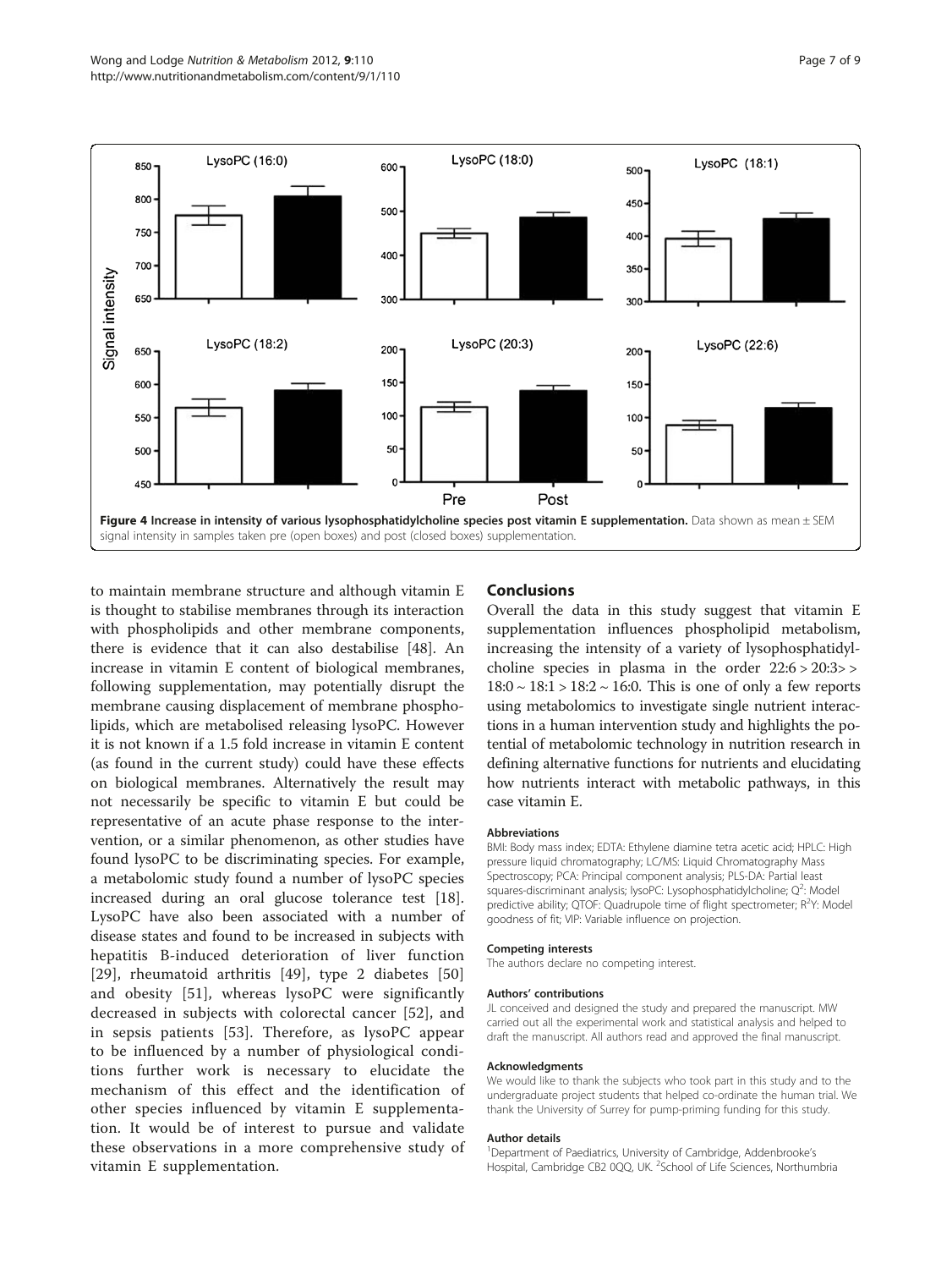Figure 4 Increase in intensity of various lysophosphatidylcholine species post vitamin E supplementation. Data shown as mean ± SEM signal intensity in samples taken pre (open boxes) and post (closed boxes) supplementation.

to maintain membrane structure and although vitamin E is thought to stabilise membranes through its interaction with phospholipids and other membrane components, there is evidence that it can also destabilise [48]. An increase in vitamin E content of biological membranes, following supplementation, may potentially disrupt the membrane causing displacement of membrane phospholipids, which are metabolised releasing lysoPC. However it is not known if a 1.5 fold increase in vitamin E content (as found in the current study) could have these effects on biological membranes. Alternatively the result may not necessarily be specific to vitamin E but could be representative of an acute phase response to the intervention, or a similar phenomenon, as other studies have found lysoPC to be discriminating species. For example, a metabolomic study found a number of lysoPC species increased during an oral glucose tolerance test [18]. LysoPC have also been associated with a number of disease states and found to be increased in subjects with hepatitis B-induced deterioration of liver function [29], rheumatoid arthritis [49], type 2 diabetes [50] and obesity [51], whereas lysoPC were significantly decreased in subjects with colorectal cancer [52], and in sepsis patients [53]. Therefore, as lysoPC appear to be influenced by a number of physiological conditions further work is necessary to elucidate the mechanism of this effect and the identification of other species influenced by vitamin E supplementation. It would be of interest to pursue and validate these observations in a more comprehensive study of vitamin E supplementation.

## Conclusions

Overall the data in this study suggest that vitamin E supplementation influences phospholipid metabolism, increasing the intensity of a variety of lysophosphatidylcholine species in plasma in the order 22:6 > 20:3> > 18:0 ~ 18:1 > 18:2 ~ 16:0. This is one of only a few reports using metabolomics to investigate single nutrient interactions in a human intervention study and highlights the potential of metabolomic technology in nutrition research in defining alternative functions for nutrients and elucidating how nutrients interact with metabolic pathways, in this case vitamin E.

#### Abbreviations

BMI: Body mass index; EDTA: Ethylene diamine tetra acetic acid; HPLC: High pressure liquid chromatography; LC/MS: Liquid Chromatography Mass Spectroscopy; PCA: Principal component analysis; PLS-DA: Partial least squares-discriminant analysis; lysoPC: Lysophosphatidylcholine; $Q^2$: Model predictive ability; QTOF: Quadrupole time of flight spectrometer; $R^2Y$: Model goodness of fit; VIP: Variable influence on projection.

#### Competing interests

The authors declare no competing interest.

#### Authors' contributions

JL conceived and designed the study and prepared the manuscript. MW carried out all the experimental work and statistical analysis and helped to draft the manuscript. All authors read and approved the final manuscript.

#### Acknowledgments

We would like to thank the subjects who took part in this study and to the undergraduate project students that helped co-ordinate the human trial. We thank the University of Surrey for pump-priming funding for this study.

#### Author details

[1]Department of Paediatrics, University of Cambridge, Addenbrooke's Hospital, Cambridge CB2 0QQ, UK. [2]School of Life Sciences, Northumbria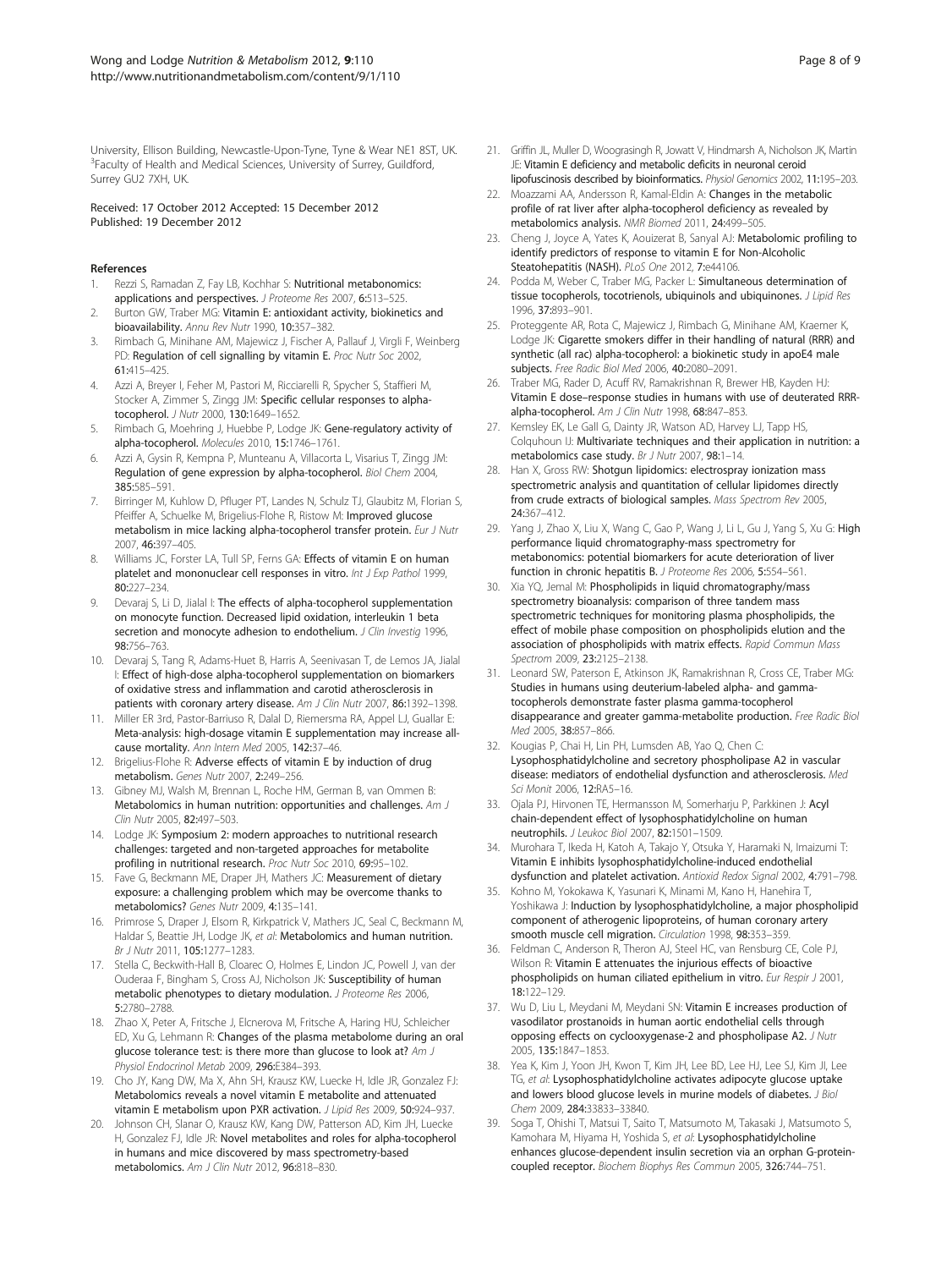University, Ellison Building, Newcastle-Upon-Tyne, Tyne & Wear NE1 8ST, UK. [3]Faculty of Health and Medical Sciences, University of Surrey, Guildford, Surrey GU2 7XH, UK.

Received: 17 October 2012 Accepted: 15 December 2012
Published: 19 December 2012

## References

1. Rezzi S, Ramadan Z, Fay LB, Kochhar S: **Nutritional metabonomics: applications and perspectives.** *J Proteome Res* 2007, **6**:513–525.
2. Burton GW, Traber MG: **Vitamin E: antioxidant activity, biokinetics and bioavailability.** *Annu Rev Nutr* 1990, **10**:357–382.
3. Rimbach G, Minihane AM, Majewicz J, Fischer A, Pallauf J, Virgli F, Weinberg PD: **Regulation of cell signalling by vitamin E.** *Proc Nutr Soc* 2002, **61**:415–425.
4. Azzi A, Breyer I, Feher M, Pastori M, Ricciarelli R, Spycher S, Staffieri M, Stocker A, Zimmer S, Zingg JM: **Specific cellular responses to alpha-tocopherol.** *J Nutr* 2000, **130**:1649–1652.
5. Rimbach G, Moehring J, Huebbe P, Lodge JK: **Gene-regulatory activity of alpha-tocopherol.** *Molecules* 2010, **15**:1746–1761.
6. Azzi A, Gysin R, Kempna P, Munteanu A, Villacorta L, Visarius T, Zingg JM: **Regulation of gene expression by alpha-tocopherol.** *Biol Chem* 2004, **385**:585–591.
7. Birringer M, Kuhlow D, Pfluger PT, Landes N, Schulz TJ, Glaubitz M, Florian S, Pfeiffer A, Schuelke M, Brigelius-Flohe R, Ristow M: **Improved glucose metabolism in mice lacking alpha-tocopherol transfer protein.** *Eur J Nutr* 2007, **46**:397–405.
8. Williams JC, Forster LA, Tull SP, Ferns GA: **Effects of vitamin E on human platelet and mononuclear cell responses in vitro.** *Int J Exp Pathol* 1999, **80**:227–234.
9. Devaraj S, Li D, Jialal I: **The effects of alpha-tocopherol supplementation on monocyte function. Decreased lipid oxidation, interleukin 1 beta secretion and monocyte adhesion to endothelium.** *J Clin Investig* 1996, **98**:756–763.
10. Devaraj S, Tang R, Adams-Huet B, Harris A, Seenivasan T, de Lemos JA, Jialal I: **Effect of high-dose alpha-tocopherol supplementation on biomarkers of oxidative stress and inflammation and carotid atherosclerosis in patients with coronary artery disease.** *Am J Clin Nutr* 2007, **86**:1392–1398.
11. Miller ER 3rd, Pastor-Barriuso R, Dalal D, Riemersma RA, Appel LJ, Guallar E: **Meta-analysis: high-dosage vitamin E supplementation may increase all-cause mortality.** *Ann Intern Med* 2005, **142**:37–46.
12. Brigelius-Flohe R: **Adverse effects of vitamin E by induction of drug metabolism.** *Genes Nutr* 2007, **2**:249–256.
13. Gibney MJ, Walsh M, Brennan L, Roche HM, German B, van Ommen B: **Metabolomics in human nutrition: opportunities and challenges.** *Am J Clin Nutr* 2005, **82**:497–503.
14. Lodge JK: **Symposium 2: modern approaches to nutritional research challenges: targeted and non-targeted approaches for metabolite profiling in nutritional research.** *Proc Nutr Soc* 2010, **69**:95–102.
15. Fave G, Beckmann ME, Draper JH, Mathers JC: **Measurement of dietary exposure: a challenging problem which may be overcome thanks to metabolomics?** *Genes Nutr* 2009, **4**:135–141.
16. Primrose S, Draper J, Elsom R, Kirkpatrick V, Mathers JC, Seal C, Beckmann M, Haldar S, Beattie JH, Lodge JK, *et al*: **Metabolomics and human nutrition.** *Br J Nutr* 2011, **105**:1277–1283.
17. Stella C, Beckwith-Hall B, Cloarec O, Holmes E, Lindon JC, Powell J, van der Ouderaa F, Bingham S, Cross AJ, Nicholson JK: **Susceptibility of human metabolic phenotypes to dietary modulation.** *J Proteome Res* 2006, **5**:2780–2788.
18. Zhao X, Peter A, Fritsche J, Elcnerova M, Fritsche A, Haring HU, Schleicher ED, Xu G, Lehmann R: **Changes of the plasma metabolome during an oral glucose tolerance test: is there more than glucose to look at?** *Am J Physiol Endocrinol Metab* 2009, **296**:E384–393.
19. Cho JY, Kang DW, Ma X, Ahn SH, Krausz KW, Luecke H, Idle JR, Gonzalez FJ: **Metabolomics reveals a novel vitamin E metabolite and attenuated vitamin E metabolism upon PXR activation.** *J Lipid Res* 2009, **50**:924–937.
20. Johnson CH, Slanar O, Krausz KW, Kang DW, Patterson AD, Kim JH, Luecke H, Gonzalez FJ, Idle JR: **Novel metabolites and roles for alpha-tocopherol in humans and mice discovered by mass spectrometry-based metabolomics.** *Am J Clin Nutr* 2012, **96**:818–830.
21. Griffin JL, Muller D, Woograsingh R, Jowatt V, Hindmarsh A, Nicholson JK, Martin JE: **Vitamin E deficiency and metabolic deficits in neuronal ceroid lipofuscinosis described by bioinformatics.** *Physiol Genomics* 2002, **11**:195–203.
22. Moazzami AA, Andersson R, Kamal-Eldin A: **Changes in the metabolic profile of rat liver after alpha-tocopherol deficiency as revealed by metabolomics analysis.** *NMR Biomed* 2011, **24**:499–505.
23. Cheng J, Joyce A, Yates K, Aouizerat B, Sanyal AJ: **Metabolomic profiling to identify predictors of response to vitamin E for Non-Alcoholic Steatohepatitis (NASH).** *PLoS One* 2012, **7**:e44106.
24. Podda M, Weber C, Traber MG, Packer L: **Simultaneous determination of tissue tocopherols, tocotrienols, ubiquinols and ubiquinones.** *J Lipid Res* 1996, **37**:893–901.
25. Proteggente AR, Rota C, Majewicz J, Rimbach G, Minihane AM, Kraemer K, Lodge JK: **Cigarette smokers differ in their handling of natural (RRR) and synthetic (all rac) alpha-tocopherol: a biokinetic study in apoE4 male subjects.** *Free Radic Biol Med* 2006, **40**:2080–2091.
26. Traber MG, Rader D, Acuff RV, Ramakrishnan R, Brewer HB, Kayden HJ: **Vitamin E dose–response studies in humans with use of deuterated RRR-alpha-tocopherol.** *Am J Clin Nutr* 1998, **68**:847–853.
27. Kemsley EK, Le Gall G, Dainty JR, Watson AD, Harvey LJ, Tapp HS, Colquhoun IJ: **Multivariate techniques and their application in nutrition: a metabolomics case study.** *Br J Nutr* 2007, **98**:1–14.
28. Han X, Gross RW: **Shotgun lipidomics: electrospray ionization mass spectrometric analysis and quantitation of cellular lipidomes directly from crude extracts of biological samples.** *Mass Spectrom Rev* 2005, **24**:367–412.
29. Yang J, Zhao X, Liu X, Wang C, Gao P, Wang J, Li L, Gu J, Yang S, Xu G: **High performance liquid chromatography-mass spectrometry for metabonomics: potential biomarkers for acute deterioration of liver function in chronic hepatitis B.** *J Proteome Res* 2006, **5**:554–561.
30. Xia YQ, Jemal M: **Phospholipids in liquid chromatography/mass spectrometry bioanalysis: comparison of three tandem mass spectrometric techniques for monitoring plasma phospholipids, the effect of mobile phase composition on phospholipids elution and the association of phospholipids with matrix effects.** *Rapid Commun Mass Spectrom* 2009, **23**:2125–2138.
31. Leonard SW, Paterson E, Atkinson JK, Ramakrishnan R, Cross CE, Traber MG: **Studies in humans using deuterium-labeled alpha- and gamma-tocopherols demonstrate faster plasma gamma-tocopherol disappearance and greater gamma-metabolite production.** *Free Radic Biol Med* 2005, **38**:857–866.
32. Kougias P, Chai H, Lin PH, Lumsden AB, Yao Q, Chen C: **Lysophosphatidylcholine and secretory phospholipase A2 in vascular disease: mediators of endothelial dysfunction and atherosclerosis.** *Med Sci Monit* 2006, **12**:RA5–16.
33. Ojala PJ, Hirvonen TE, Hermansson M, Somerharju P, Parkkinen J: **Acyl chain-dependent effect of lysophosphatidylcholine on human neutrophils.** *J Leukoc Biol* 2007, **82**:1501–1509.
34. Murohara T, Ikeda H, Katoh A, Takajo Y, Otsuka Y, Haramaki N, Imaizumi T: **Vitamin E inhibits lysophosphatidylcholine-induced endothelial dysfunction and platelet activation.** *Antioxid Redox Signal* 2002, **4**:791–798.
35. Kohno M, Yokokawa K, Yasunari K, Minami M, Kano H, Hanehira T, Yoshikawa J: **Induction by lysophosphatidylcholine, a major phospholipid component of atherogenic lipoproteins, of human coronary artery smooth muscle cell migration.** *Circulation* 1998, **98**:353–359.
36. Feldman C, Anderson R, Theron AJ, Steel HC, van Rensburg CE, Cole PJ, Wilson R: **Vitamin E attenuates the injurious effects of bioactive phospholipids on human ciliated epithelium in vitro.** *Eur Respir J* 2001, **18**:122–129.
37. Wu D, Liu L, Meydani M, Meydani SN: **Vitamin E increases production of vasodilator prostanoids in human aortic endothelial cells through opposing effects on cyclooxygenase-2 and phospholipase A2.** *J Nutr* 2005, **135**:1847–1853.
38. Yea K, Kim J, Yoon JH, Kwon T, Kim JH, Lee BD, Lee HJ, Lee SJ, Kim JI, Lee TG, *et al*: **Lysophosphatidylcholine activates adipocyte glucose uptake and lowers blood glucose levels in murine models of diabetes.** *J Biol Chem* 2009, **284**:33833–33840.
39. Soga T, Ohishi T, Matsui T, Saito T, Matsumoto M, Takasaki J, Matsumoto S, Kamohara M, Hiyama H, Yoshida S, *et al*: **Lysophosphatidylcholine enhances glucose-dependent insulin secretion via an orphan G-protein-coupled receptor.** *Biochem Biophys Res Commun* 2005, **326**:744–751.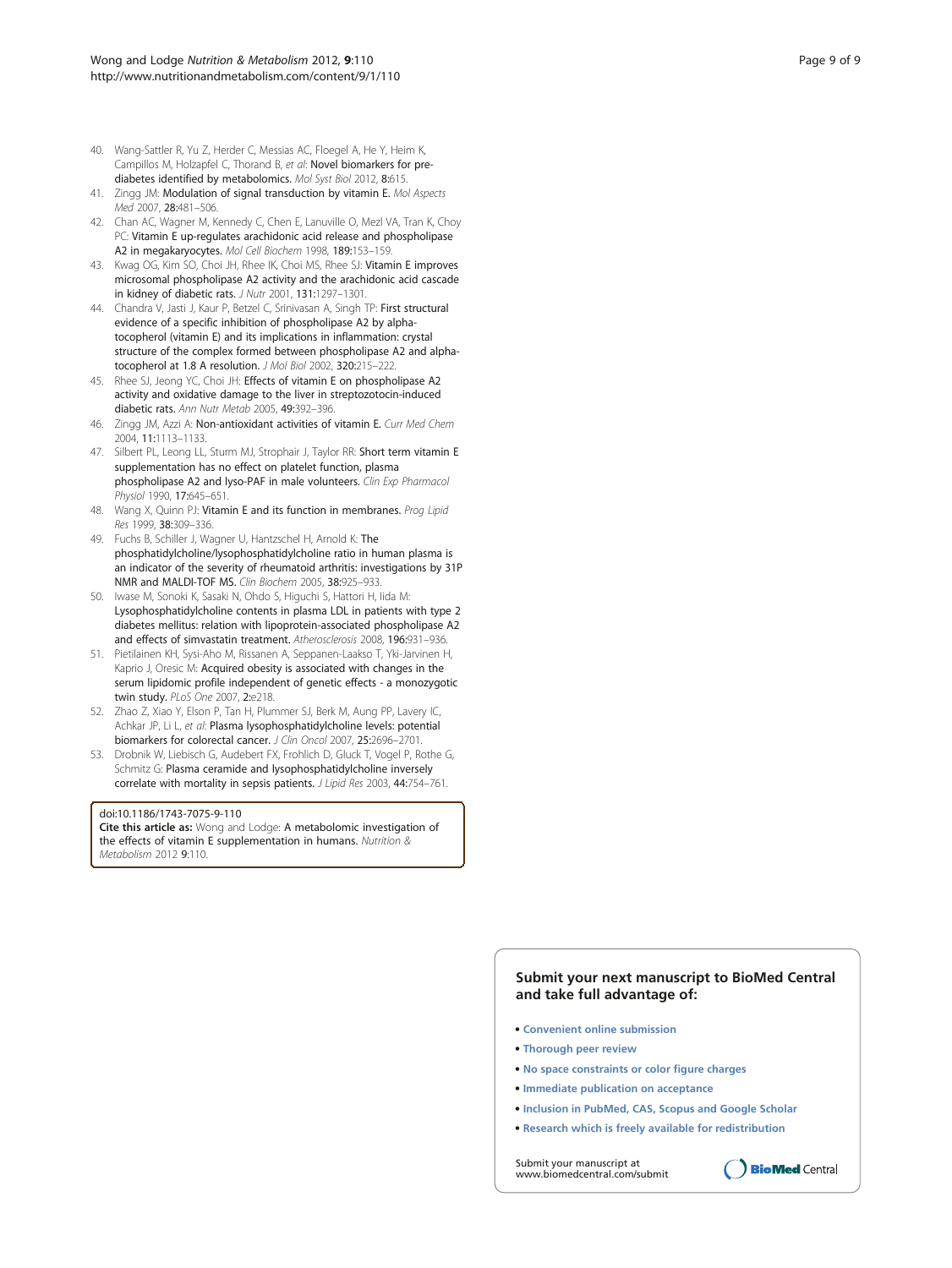40. Wang-Sattler R, Yu Z, Herder C, Messias AC, Floegel A, He Y, Heim K, Campillos M, Holzapfel C, Thorand B, *et al*: **Novel biomarkers for pre-diabetes identified by metabolomics.** *Mol Syst Biol* 2012, **8:**615.
41. Zingg JM: **Modulation of signal transduction by vitamin E.** *Mol Aspects Med* 2007, **28:**481–506.
42. Chan AC, Wagner M, Kennedy C, Chen E, Lanuville O, Mezl VA, Tran K, Choy PC: **Vitamin E up-regulates arachidonic acid release and phospholipase A2 in megakaryocytes.** *Mol Cell Biochem* 1998, **189:**153–159.
43. Kwag OG, Kim SO, Choi JH, Rhee IK, Choi MS, Rhee SJ: **Vitamin E improves microsomal phospholipase A2 activity and the arachidonic acid cascade in kidney of diabetic rats.** *J Nutr* 2001, **131:**1297–1301.
44. Chandra V, Jasti J, Kaur P, Betzel C, Srinivasan A, Singh TP: **First structural evidence of a specific inhibition of phospholipase A2 by alpha-tocopherol (vitamin E) and its implications in inflammation: crystal structure of the complex formed between phospholipase A2 and alpha-tocopherol at 1.8 A resolution.** *J Mol Biol* 2002, **320:**215–222.
45. Rhee SJ, Jeong YC, Choi JH: **Effects of vitamin E on phospholipase A2 activity and oxidative damage to the liver in streptozotocin-induced diabetic rats.** *Ann Nutr Metab* 2005, **49:**392–396.
46. Zingg JM, Azzi A: **Non-antioxidant activities of vitamin E.** *Curr Med Chem* 2004, **11:**1113–1133.
47. Silbert PL, Leong LL, Sturm MJ, Strophair J, Taylor RR: **Short term vitamin E supplementation has no effect on platelet function, plasma phospholipase A2 and lyso-PAF in male volunteers.** *Clin Exp Pharmacol Physiol* 1990, **17:**645–651.
48. Wang X, Quinn PJ: **Vitamin E and its function in membranes.** *Prog Lipid Res* 1999, **38:**309–336.
49. Fuchs B, Schiller J, Wagner U, Hantzschel H, Arnold K: **The phosphatidylcholine/lysophosphatidylcholine ratio in human plasma is an indicator of the severity of rheumatoid arthritis: investigations by 31P NMR and MALDI-TOF MS.** *Clin Biochem* 2005, **38:**925–933.
50. Iwase M, Sonoki K, Sasaki N, Ohdo S, Higuchi S, Hattori H, Iida M: **Lysophosphatidylcholine contents in plasma LDL in patients with type 2 diabetes mellitus: relation with lipoprotein-associated phospholipase A2 and effects of simvastatin treatment.** *Atherosclerosis* 2008, **196:**931–936.
51. Pietilainen KH, Sysi-Aho M, Rissanen A, Seppanen-Laakso T, Yki-Jarvinen H, Kaprio J, Oresic M: **Acquired obesity is associated with changes in the serum lipidomic profile independent of genetic effects - a monozygotic twin study.** *PLoS One* 2007, **2:**e218.
52. Zhao Z, Xiao Y, Elson P, Tan H, Plummer SJ, Berk M, Aung PP, Lavery IC, Achkar JP, Li L, *et al*: **Plasma lysophosphatidylcholine levels: potential biomarkers for colorectal cancer.** *J Clin Oncol* 2007, **25:**2696–2701.
53. Drobnik W, Liebisch G, Audebert FX, Frohlich D, Gluck T, Vogel P, Rothe G, Schmitz G: **Plasma ceramide and lysophosphatidylcholine inversely correlate with mortality in sepsis patients.** *J Lipid Res* 2003, **44:**754–761.

doi:10.1186/1743-7075-9-110
**Cite this article as:** Wong and Lodge: A metabolomic investigation of the effects of vitamin E supplementation in humans. *Nutrition & Metabolism* 2012 **9**:110.

**Submit your next manuscript to BioMed Central and take full advantage of:**

- **Convenient online submission**
- **Thorough peer review**
- **No space constraints or color figure charges**
- **Immediate publication on acceptance**
- **Inclusion in PubMed, CAS, Scopus and Google Scholar**
- **Research which is freely available for redistribution**

Submit your manuscript at
www.biomedcentral.com/submit

BioMed Central